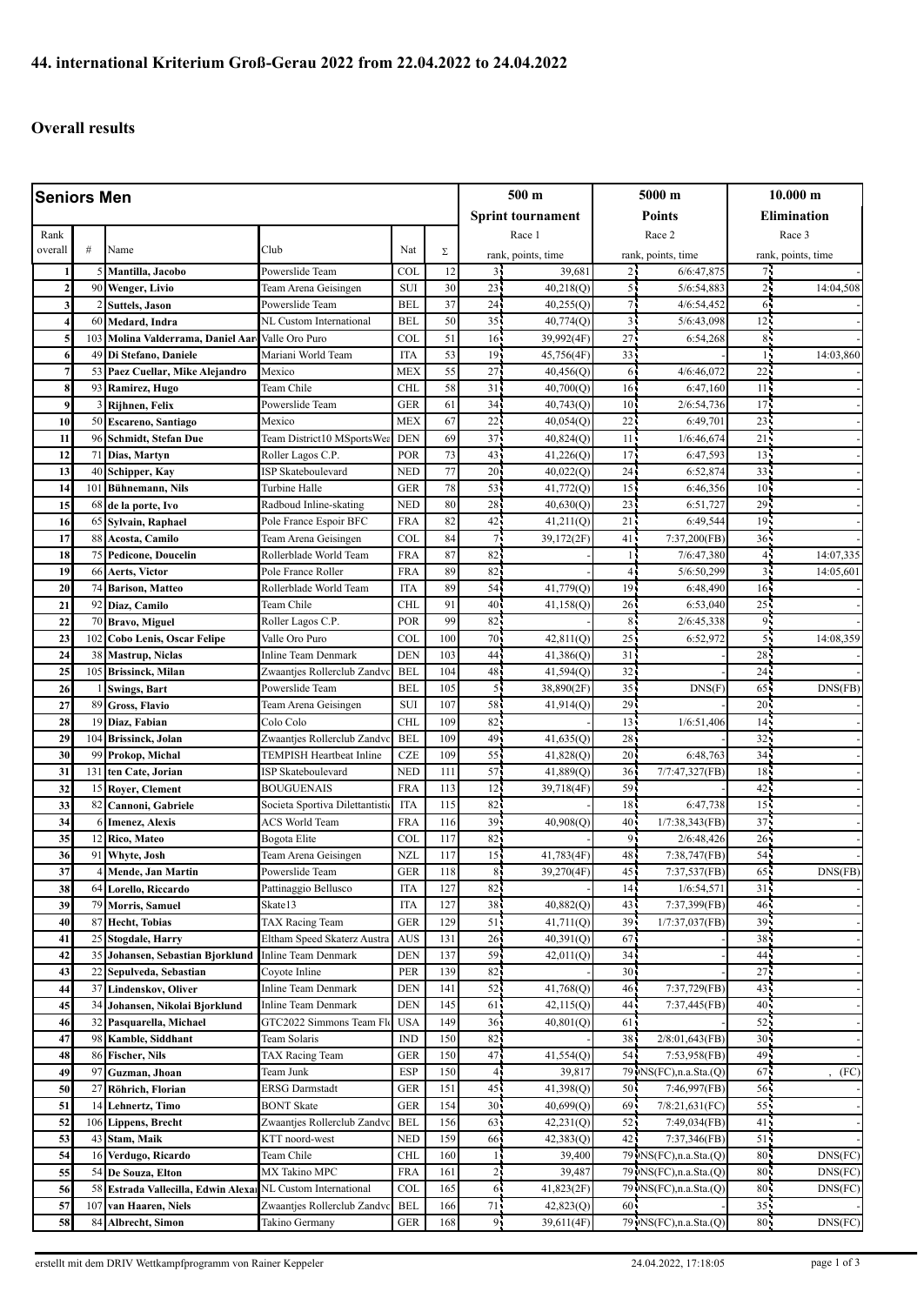## 44. international Kriterium Groß-Gerau 2022 from 22.04.2022 to 24.04.2022

## Overall results

| Seniors Men | | | | | | 500 m Sprint tournament | | 5000 m Points | | 10.000 m Elimination | |
|---|---|---|---|---|---|---|---|---|---|---|---|
| | | | | | | Race 1 | | Race 2 | | Race 3 | |
| Rank overall | # | Name | Club | Nat | Σ | rank, points, time | | rank, points, time | | rank, points, time | |
| 1 | 5 | **Mantilla, Jacobo** | Powerslide Team | COL | 12 | 3 | 39,681 | 2 | 6/6:47,875 | 7 | - |
| 2 | 90 | **Wenger, Livio** | Team Arena Geisingen | SUI | 30 | 23 | 40,218(Q) | 5 | 5/6:54,883 | 2 | 14:04,508 |
| 3 | 2 | **Suttels, Jason** | Powerslide Team | BEL | 37 | 24 | 40,255(Q) | 7 | 4/6:54,452 | 6 | - |
| 4 | 60 | **Medard, Indra** | NL Custom International | BEL | 50 | 35 | 40,774(Q) | 3 | 5/6:43,098 | 12 | - |
| 5 | 103 | **Molina Valderrama, Daniel Aar** | Valle Oro Puro | COL | 51 | 16 | 39,992(4F) | 27 | 6:54,268 | 8 | - |
| 6 | 49 | **Di Stefano, Daniele** | Mariani World Team | ITA | 53 | 19 | 45,756(4F) | 33 | - | 1 | 14:03,860 |
| 7 | 53 | **Paez Cuellar, Mike Alejandro** | Mexico | MEX | 55 | 27 | 40,456(Q) | 6 | 4/6:46,072 | 22 | - |
| 8 | 93 | **Ramirez, Hugo** | Team Chile | CHL | 58 | 31 | 40,700(Q) | 16 | 6:47,160 | 11 | - |
| 9 | 3 | **Rijhnen, Felix** | Powerslide Team | GER | 61 | 34 | 40,743(Q) | 10 | 2/6:54,736 | 17 | - |
| 10 | 50 | **Escareno, Santiago** | Mexico | MEX | 67 | 22 | 40,054(Q) | 22 | 6:49,701 | 23 | - |
| 11 | 96 | **Schmidt, Stefan Due** | Team District10 MSportsWea | DEN | 69 | 37 | 40,824(Q) | 11 | 1/6:46,674 | 21 | - |
| 12 | 71 | **Dias, Martyn** | Roller Lagos C.P. | POR | 73 | 43 | 41,226(Q) | 17 | 6:47,593 | 13 | - |
| 13 | 40 | **Schipper, Kay** | ISP Skateboulevard | NED | 77 | 20 | 40,022(Q) | 24 | 6:52,874 | 33 | - |
| 14 | 101 | **Bühnemann, Nils** | Turbine Halle | GER | 78 | 53 | 41,772(Q) | 15 | 6:46,356 | 10 | - |
| 15 | 68 | **de la porte, Ivo** | Radboud Inline-skating | NED | 80 | 28 | 40,630(Q) | 23 | 6:51,727 | 29 | - |
| 16 | 65 | **Sylvain, Raphael** | Pole France Espoir BFC | FRA | 82 | 42 | 41,211(Q) | 21 | 6:49,544 | 19 | - |
| 17 | 88 | **Acosta, Camilo** | Team Arena Geisingen | COL | 84 | 7 | 39,172(2F) | 41 | 7:37,200(FB) | 36 | - |
| 18 | 75 | **Pedicone, Doucelin** | Rollerblade World Team | FRA | 87 | 82 | - | 1 | 7/6:47,380 | 4 | 14:07,335 |
| 19 | 66 | **Aerts, Victor** | Pole France Roller | FRA | 89 | 82 | - | 4 | 5/6:50,299 | 3 | 14:05,601 |
| 20 | 74 | **Barison, Matteo** | Rollerblade World Team | ITA | 89 | 54 | 41,779(Q) | 19 | 6:48,490 | 16 | - |
| 21 | 92 | **Diaz, Camilo** | Team Chile | CHL | 91 | 40 | 41,158(Q) | 26 | 6:53,040 | 25 | - |
| 22 | 70 | **Bravo, Miguel** | Roller Lagos C.P. | POR | 99 | 82 | - | 8 | 2/6:45,338 | 9 | - |
| 23 | 102 | **Cobo Lenis, Oscar Felipe** | Valle Oro Puro | COL | 100 | 70 | 42,811(Q) | 25 | 6:52,972 | 5 | 14:08,359 |
| 24 | 38 | **Mastrup, Niclas** | Inline Team Denmark | DEN | 103 | 44 | 41,386(Q) | 31 | - | 28 | - |
| 25 | 105 | **Brissinck, Milan** | Zwaantjes Rollerclub Zandvo | BEL | 104 | 48 | 41,594(Q) | 32 | - | 24 | - |
| 26 | 1 | **Swings, Bart** | Powerslide Team | BEL | 105 | 5 | 38,890(2F) | 35 | DNS(F) | 65 | DNS(FB) |
| 27 | 89 | **Gross, Flavio** | Team Arena Geisingen | SUI | 107 | 58 | 41,914(Q) | 29 | - | 20 | - |
| 28 | 19 | **Diaz, Fabian** | Colo Colo | CHL | 109 | 82 | - | 13 | 1/6:51,406 | 14 | - |
| 29 | 104 | **Brissinck, Jolan** | Zwaantjes Rollerclub Zandvo | BEL | 109 | 49 | 41,635(Q) | 28 | - | 32 | - |
| 30 | 99 | **Prokop, Michal** | TEMPISH Heartbeat Inline | CZE | 109 | 55 | 41,828(Q) | 20 | 6:48,763 | 34 | - |
| 31 | 131 | **ten Cate, Jorian** | ISP Skateboulevard | NED | 111 | 57 | 41,889(Q) | 36 | 7/7:47,327(FB) | 18 | - |
| 32 | 15 | **Royer, Clement** | BOUGUENAIS | FRA | 113 | 12 | 39,718(4F) | 59 | - | 42 | - |
| 33 | 82 | **Cannoni, Gabriele** | Societa Sportiva Dilettantistic | ITA | 115 | 82 | - | 18 | 6:47,738 | 15 | - |
| 34 | 6 | **Imenez, Alexis** | ACS World Team | FRA | 116 | 39 | 40,908(Q) | 40 | 1/7:38,343(FB) | 37 | - |
| 35 | 12 | **Rico, Mateo** | Bogota Elite | COL | 117 | 82 | - | 9 | 2/6:48,426 | 26 | - |
| 36 | 91 | **Whyte, Josh** | Team Arena Geisingen | NZL | 117 | 15 | 41,783(4F) | 48 | 7:38,747(FB) | 54 | - |
| 37 | 4 | **Mende, Jan Martin** | Powerslide Team | GER | 118 | 8 | 39,270(4F) | 45 | 7:37,537(FB) | 65 | DNS(FB) |
| 38 | 64 | **Lorello, Riccardo** | Pattinaggio Bellusco | ITA | 127 | 82 | - | 14 | 1/6:54,571 | 31 | - |
| 39 | 79 | **Morris, Samuel** | Skate13 | ITA | 127 | 38 | 40,882(Q) | 43 | 7:37,399(FB) | 46 | - |
| 40 | 87 | **Hecht, Tobias** | TAX Racing Team | GER | 129 | 51 | 41,711(Q) | 39 | 1/7:37,037(FB) | 39 | - |
| 41 | 25 | **Stogdale, Harry** | Eltham Speed Skaterz Austra | AUS | 131 | 26 | 40,391(Q) | 67 | - | 38 | - |
| 42 | 35 | **Johansen, Sebastian Bjorklund** | Inline Team Denmark | DEN | 137 | 59 | 42,011(Q) | 34 | - | 44 | - |
| 43 | 22 | **Sepulveda, Sebastian** | Coyote Inline | PER | 139 | 82 | - | 30 | - | 27 | - |
| 44 | 37 | **Lindenskov, Oliver** | Inline Team Denmark | DEN | 141 | 52 | 41,768(Q) | 46 | 7:37,729(FB) | 43 | - |
| 45 | 34 | **Johansen, Nikolai Bjorklund** | Inline Team Denmark | DEN | 145 | 61 | 42,115(Q) | 44 | 7:37,445(FB) | 40 | - |
| 46 | 32 | **Pasquarella, Michael** | GTC2022 Simmons Team Flo | USA | 149 | 36 | 40,801(Q) | 61 | - | 52 | - |
| 47 | 98 | **Kamble, Siddhant** | Team Solaris | IND | 150 | 82 | - | 38 | 2/8:01,643(FB) | 30 | - |
| 48 | 86 | **Fischer, Nils** | TAX Racing Team | GER | 150 | 47 | 41,554(Q) | 54 | 7:53,958(FB) | 49 | - |
| 49 | 97 | **Guzman, Jhoan** | Team Junk | ESP | 150 | 4 | 39,817 | 79 | NS(FC),n.a.Sta.(Q) | 67 | , (FC) |
| 50 | 27 | **Röhrich, Florian** | ERSG Darmstadt | GER | 151 | 45 | 41,398(Q) | 50 | 7:46,997(FB) | 56 | - |
| 51 | 14 | **Lehnertz, Timo** | BONT Skate | GER | 154 | 30 | 40,699(Q) | 69 | 7/8:21,631(FC) | 55 | - |
| 52 | 106 | **Lippens, Brecht** | Zwaantjes Rollerclub Zandvo | BEL | 156 | 63 | 42,231(Q) | 52 | 7:49,034(FB) | 41 | - |
| 53 | 43 | **Stam, Maik** | KTT noord-west | NED | 159 | 66 | 42,383(Q) | 42 | 7:37,346(FB) | 51 | - |
| 54 | 16 | **Verdugo, Ricardo** | Team Chile | CHL | 160 | 1 | 39,400 | 79 | NS(FC),n.a.Sta.(Q) | 80 | DNS(FC) |
| 55 | 54 | **De Souza, Elton** | MX Takino MPC | FRA | 161 | 2 | 39,487 | 79 | NS(FC),n.a.Sta.(Q) | 80 | DNS(FC) |
| 56 | 58 | **Estrada Vallecilla, Edwin Alexa** | NL Custom International | COL | 165 | 6 | 41,823(2F) | 79 | NS(FC),n.a.Sta.(Q) | 80 | DNS(FC) |
| 57 | 107 | **van Haaren, Niels** | Zwaantjes Rollerclub Zandvo | BEL | 166 | 71 | 42,823(Q) | 60 | - | 35 | - |
| 58 | 84 | **Albrecht, Simon** | Takino Germany | GER | 168 | 9 | 39,611(4F) | 79 | NS(FC),n.a.Sta.(Q) | 80 | DNS(FC) |

erstellt mit dem DRIV Wettkampfprogramm von Rainer Keppeler — 24.04.2022, 17:18:05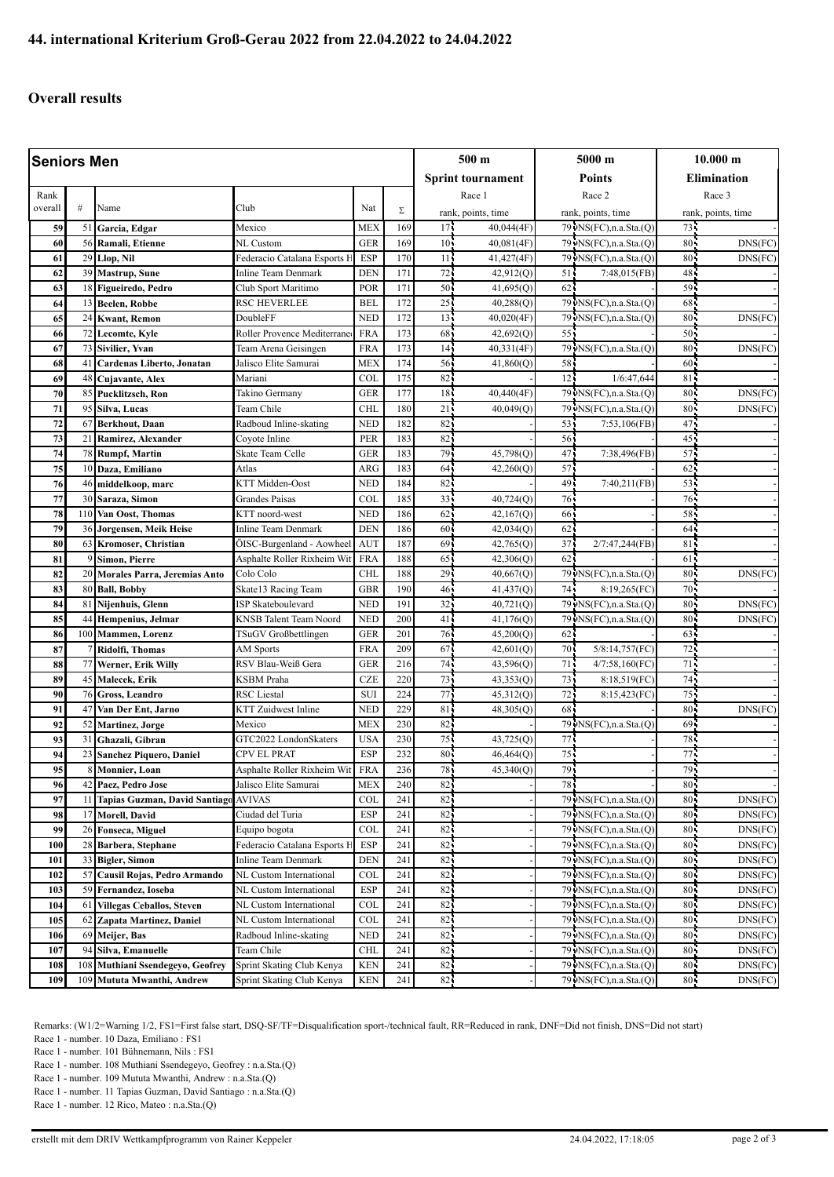## 44. international Kriterium Groß-Gerau 2022 from 22.04.2022 to 24.04.2022

### Overall results

| Seniors Men | | | | | | 500 m | | 5000 m | | 10.000 m | |
|---|---|---|---|---|---|---|---|---|---|---|---|
| | | | | | | Sprint tournament | | Points | | Elimination | |
| Rank overall | # | Name | Club | Nat | Σ | Race 1 rank, points, time | | Race 2 rank, points, time | | Race 3 rank, points, time | |
| 59 | 51 | **Garcia, Edgar** | Mexico | MEX | 169 | 17 | 40,044(4F) | 79 | DNS(FC),n.a.Sta.(Q) | 73 | - |
| 60 | 56 | **Ramali, Etienne** | NL Custom | GER | 169 | 10 | 40,081(4F) | 79 | DNS(FC),n.a.Sta.(Q) | 80 | DNS(FC) |
| 61 | 29 | **Llop, Nil** | Federacio Catalana Esports H | ESP | 170 | 11 | 41,427(4F) | 79 | DNS(FC),n.a.Sta.(Q) | 80 | DNS(FC) |
| 62 | 39 | **Mastrup, Sune** | Inline Team Denmark | DEN | 171 | 72 | 42,912(Q) | 51 | 7:48,015(FB) | 48 | - |
| 63 | 18 | **Figueiredo, Pedro** | Club Sport Maritimo | POR | 171 | 50 | 41,695(Q) | 62 | - | 59 | - |
| 64 | 13 | **Beelen, Robbe** | RSC HEVERLEE | BEL | 172 | 25 | 40,288(Q) | 79 | DNS(FC),n.a.Sta.(Q) | 68 | - |
| 65 | 24 | **Kwant, Remon** | DoubleFF | NED | 172 | 13 | 40,020(4F) | 79 | DNS(FC),n.a.Sta.(Q) | 80 | DNS(FC) |
| 66 | 72 | **Lecomte, Kyle** | Roller Provence Mediterrane | FRA | 173 | 68 | 42,692(Q) | 55 | - | 50 | - |
| 67 | 73 | **Sivilier, Yvan** | Team Arena Geisingen | FRA | 173 | 14 | 40,331(4F) | 79 | DNS(FC),n.a.Sta.(Q) | 80 | DNS(FC) |
| 68 | 41 | **Cardenas Liberto, Jonatan** | Jalisco Elite Samurai | MEX | 174 | 56 | 41,860(Q) | 58 | - | 60 | - |
| 69 | 48 | **Cujavante, Alex** | Mariani | COL | 175 | 82 | - | 12 | 1/6:47,644 | 81 | - |
| 70 | 85 | **Pucklitzsch, Ron** | Takino Germany | GER | 177 | 18 | 40,440(4F) | 79 | DNS(FC),n.a.Sta.(Q) | 80 | DNS(FC) |
| 71 | 95 | **Silva, Lucas** | Team Chile | CHL | 180 | 21 | 40,049(Q) | 79 | DNS(FC),n.a.Sta.(Q) | 80 | DNS(FC) |
| 72 | 67 | **Berkhout, Daan** | Radboud Inline-skating | NED | 182 | 82 | - | 53 | 7:53,106(FB) | 47 | - |
| 73 | 21 | **Ramirez, Alexander** | Coyote Inline | PER | 183 | 82 | - | 56 | - | 45 | - |
| 74 | 78 | **Rumpf, Martin** | Skate Team Celle | GER | 183 | 79 | 45,798(Q) | 47 | 7:38,496(FB) | 57 | - |
| 75 | 10 | **Daza, Emiliano** | Atlas | ARG | 183 | 64 | 42,260(Q) | 57 | - | 62 | - |
| 76 | 46 | **middelkoop, marc** | KTT Midden-Oost | NED | 184 | 82 | - | 49 | 7:40,211(FB) | 53 | - |
| 77 | 30 | **Saraza, Simon** | Grandes Paisas | COL | 185 | 33 | 40,724(Q) | 76 | - | 76 | - |
| 78 | 110 | **Van Oost, Thomas** | KTT noord-west | NED | 186 | 62 | 42,167(Q) | 66 | - | 58 | - |
| 79 | 36 | **Jorgensen, Meik Heise** | Inline Team Denmark | DEN | 186 | 60 | 42,034(Q) | 62 | - | 64 | - |
| 80 | 63 | **Kromoser, Christian** | ÖISC-Burgenland - Aowheel | AUT | 187 | 69 | 42,765(Q) | 37 | 2/7:47,244(FB) | 81 | - |
| 81 | 9 | **Simon, Pierre** | Asphalte Roller Rixheim Wit | FRA | 188 | 65 | 42,306(Q) | 62 | - | 61 | - |
| 82 | 20 | **Morales Parra, Jeremias Anto** | Colo Colo | CHL | 188 | 29 | 40,667(Q) | 79 | DNS(FC),n.a.Sta.(Q) | 80 | DNS(FC) |
| 83 | 80 | **Ball, Bobby** | Skate13 Racing Team | GBR | 190 | 46 | 41,437(Q) | 74 | 8:19,265(FC) | 70 | - |
| 84 | 81 | **Nijenhuis, Glenn** | ISP Skateboulevard | NED | 191 | 32 | 40,721(Q) | 79 | DNS(FC),n.a.Sta.(Q) | 80 | DNS(FC) |
| 85 | 44 | **Hempenius, Jelmar** | KNSB Talent Team Noord | NED | 200 | 41 | 41,176(Q) | 79 | DNS(FC),n.a.Sta.(Q) | 80 | DNS(FC) |
| 86 | 100 | **Mammen, Lorenz** | TSuGV Großbettlingen | GER | 201 | 76 | 45,200(Q) | 62 | - | 63 | - |
| 87 | 7 | **Ridolfi, Thomas** | AM Sports | FRA | 209 | 67 | 42,601(Q) | 70 | 5/8:14,757(FC) | 72 | - |
| 88 | 77 | **Werner, Erik Willy** | RSV Blau-Weiß Gera | GER | 216 | 74 | 43,596(Q) | 71 | 4/7:58,160(FC) | 71 | - |
| 89 | 45 | **Malecek, Erik** | KSBM Praha | CZE | 220 | 73 | 43,353(Q) | 73 | 8:18,519(FC) | 74 | - |
| 90 | 76 | **Gross, Leandro** | RSC Liestal | SUI | 224 | 77 | 45,312(Q) | 72 | 8:15,423(FC) | 75 | - |
| 91 | 47 | **Van Der Ent, Jarno** | KTT Zuidwest Inline | NED | 229 | 81 | 48,305(Q) | 68 | - | 80 | DNS(FC) |
| 92 | 52 | **Martinez, Jorge** | Mexico | MEX | 230 | 82 | - | 79 | DNS(FC),n.a.Sta.(Q) | 69 | - |
| 93 | 31 | **Ghazali, Gibran** | GTC2022 LondonSkaters | USA | 230 | 75 | 43,725(Q) | 77 | - | 78 | - |
| 94 | 23 | **Sanchez Piquero, Daniel** | CPV EL PRAT | ESP | 232 | 80 | 46,464(Q) | 75 | - | 77 | - |
| 95 | 8 | **Monnier, Loan** | Asphalte Roller Rixheim Wit | FRA | 236 | 78 | 45,340(Q) | 79 | - | 79 | - |
| 96 | 42 | **Paez, Pedro Jose** | Jalisco Elite Samurai | MEX | 240 | 82 | - | 78 | - | 80 | - |
| 97 | 11 | **Tapias Guzman, David Santiago** | AVIVAS | COL | 241 | 82 | - | 79 | DNS(FC),n.a.Sta.(Q) | 80 | DNS(FC) |
| 98 | 17 | **Morell, David** | Ciudad del Turia | ESP | 241 | 82 | - | 79 | DNS(FC),n.a.Sta.(Q) | 80 | DNS(FC) |
| 99 | 26 | **Fonseca, Miguel** | Equipo bogota | COL | 241 | 82 | - | 79 | DNS(FC),n.a.Sta.(Q) | 80 | DNS(FC) |
| 100 | 28 | **Barbera, Stephane** | Federacio Catalana Esports H | ESP | 241 | 82 | - | 79 | DNS(FC),n.a.Sta.(Q) | 80 | DNS(FC) |
| 101 | 33 | **Bigler, Simon** | Inline Team Denmark | DEN | 241 | 82 | - | 79 | DNS(FC),n.a.Sta.(Q) | 80 | DNS(FC) |
| 102 | 57 | **Causil Rojas, Pedro Armando** | NL Custom International | COL | 241 | 82 | - | 79 | DNS(FC),n.a.Sta.(Q) | 80 | DNS(FC) |
| 103 | 59 | **Fernandez, Ioseba** | NL Custom International | ESP | 241 | 82 | - | 79 | DNS(FC),n.a.Sta.(Q) | 80 | DNS(FC) |
| 104 | 61 | **Villegas Ceballos, Steven** | NL Custom International | COL | 241 | 82 | - | 79 | DNS(FC),n.a.Sta.(Q) | 80 | DNS(FC) |
| 105 | 62 | **Zapata Martinez, Daniel** | NL Custom International | COL | 241 | 82 | - | 79 | DNS(FC),n.a.Sta.(Q) | 80 | DNS(FC) |
| 106 | 69 | **Meijer, Bas** | Radboud Inline-skating | NED | 241 | 82 | - | 79 | DNS(FC),n.a.Sta.(Q) | 80 | DNS(FC) |
| 107 | 94 | **Silva, Emanuelle** | Team Chile | CHL | 241 | 82 | - | 79 | DNS(FC),n.a.Sta.(Q) | 80 | DNS(FC) |
| 108 | 108 | **Muthiani Ssendegeyo, Geofrey** | Sprint Skating Club Kenya | KEN | 241 | 82 | - | 79 | DNS(FC),n.a.Sta.(Q) | 80 | DNS(FC) |
| 109 | 109 | **Mututa Mwanthi, Andrew** | Sprint Skating Club Kenya | KEN | 241 | 82 | - | 79 | DNS(FC),n.a.Sta.(Q) | 80 | DNS(FC) |

Remarks: (W1/2=Warning 1/2, FS1=First false start, DSQ-SF/TF=Disqualification sport-/technical fault, RR=Reduced in rank, DNF=Did not finish, DNS=Did not start)

Race 1 - number. 10 Daza, Emiliano : FS1

Race 1 - number. 101 Bühnemann, Nils : FS1

Race 1 - number. 108 Muthiani Ssendegeyo, Geofrey : n.a.Sta.(Q)

Race 1 - number. 109 Mututa Mwanthi, Andrew : n.a.Sta.(Q)

Race 1 - number. 11 Tapias Guzman, David Santiago : n.a.Sta.(Q)

Race 1 - number. 12 Rico, Mateo : n.a.Sta.(Q)

erstellt mit dem DRIV Wettkampfprogramm von Rainer Keppeler — 24.04.2022, 17:18:05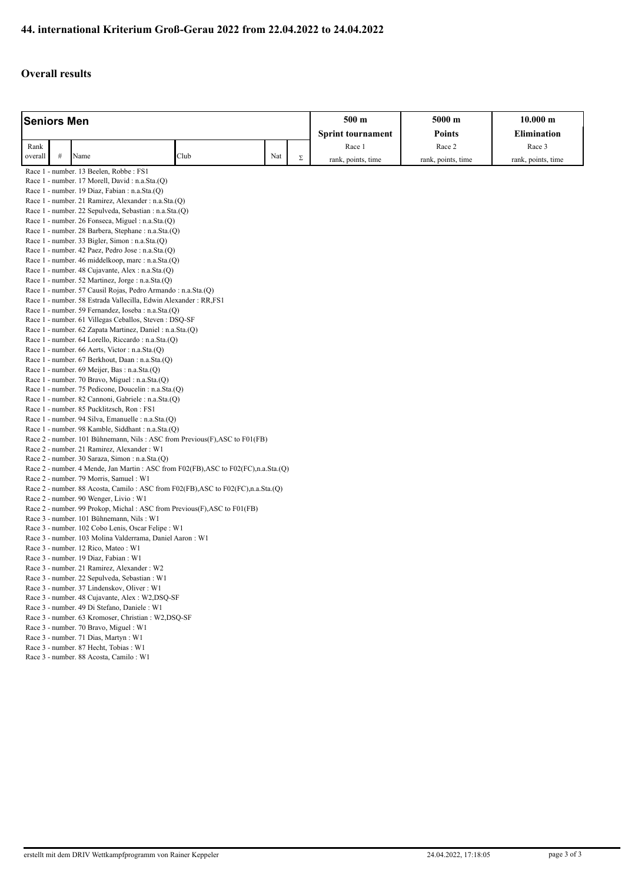## 44. international Kriterium Groß-Gerau 2022 from 22.04.2022 to 24.04.2022

### Overall results

| Seniors Men | | | | | | 500 m | 5000 m | 10.000 m |
|---|---|---|---|---|---|---|---|---|
| | | | | | | Sprint tournament | Points | Elimination |
| Rank overall | # | Name | Club | Nat | Σ | Race 1 | Race 2 | Race 3 |
| | | | | | | rank, points, time | rank, points, time | rank, points, time |

Race 1 - number. 13 Beelen, Robbe : FS1
Race 1 - number. 17 Morell, David : n.a.Sta.(Q)
Race 1 - number. 19 Diaz, Fabian : n.a.Sta.(Q)
Race 1 - number. 21 Ramirez, Alexander : n.a.Sta.(Q)
Race 1 - number. 22 Sepulveda, Sebastian : n.a.Sta.(Q)
Race 1 - number. 26 Fonseca, Miguel : n.a.Sta.(Q)
Race 1 - number. 28 Barbera, Stephane : n.a.Sta.(Q)
Race 1 - number. 33 Bigler, Simon : n.a.Sta.(Q)
Race 1 - number. 42 Paez, Pedro Jose : n.a.Sta.(Q)
Race 1 - number. 46 middelkoop, marc : n.a.Sta.(Q)
Race 1 - number. 48 Cujavante, Alex : n.a.Sta.(Q)
Race 1 - number. 52 Martinez, Jorge : n.a.Sta.(Q)
Race 1 - number. 57 Causil Rojas, Pedro Armando : n.a.Sta.(Q)
Race 1 - number. 58 Estrada Vallecilla, Edwin Alexander : RR,FS1
Race 1 - number. 59 Fernandez, Ioseba : n.a.Sta.(Q)
Race 1 - number. 61 Villegas Ceballos, Steven : DSQ-SF
Race 1 - number. 62 Zapata Martinez, Daniel : n.a.Sta.(Q)
Race 1 - number. 64 Lorello, Riccardo : n.a.Sta.(Q)
Race 1 - number. 66 Aerts, Victor : n.a.Sta.(Q)
Race 1 - number. 67 Berkhout, Daan : n.a.Sta.(Q)
Race 1 - number. 69 Meijer, Bas : n.a.Sta.(Q)
Race 1 - number. 70 Bravo, Miguel : n.a.Sta.(Q)
Race 1 - number. 75 Pedicone, Doucelin : n.a.Sta.(Q)
Race 1 - number. 82 Cannoni, Gabriele : n.a.Sta.(Q)
Race 1 - number. 85 Pucklitzsch, Ron : FS1
Race 1 - number. 94 Silva, Emanuelle : n.a.Sta.(Q)
Race 1 - number. 98 Kamble, Siddhant : n.a.Sta.(Q)
Race 2 - number. 101 Bühnemann, Nils : ASC from Previous(F),ASC to F01(FB)
Race 2 - number. 21 Ramirez, Alexander : W1
Race 2 - number. 30 Saraza, Simon : n.a.Sta.(Q)
Race 2 - number. 4 Mende, Jan Martin : ASC from F02(FB),ASC to F02(FC),n.a.Sta.(Q)
Race 2 - number. 79 Morris, Samuel : W1
Race 2 - number. 88 Acosta, Camilo : ASC from F02(FB),ASC to F02(FC),n.a.Sta.(Q)
Race 2 - number. 90 Wenger, Livio : W1
Race 2 - number. 99 Prokop, Michal : ASC from Previous(F),ASC to F01(FB)
Race 3 - number. 101 Bühnemann, Nils : W1
Race 3 - number. 102 Cobo Lenis, Oscar Felipe : W1
Race 3 - number. 103 Molina Valderrama, Daniel Aaron : W1
Race 3 - number. 12 Rico, Mateo : W1
Race 3 - number. 19 Diaz, Fabian : W1
Race 3 - number. 21 Ramirez, Alexander : W2
Race 3 - number. 22 Sepulveda, Sebastian : W1
Race 3 - number. 37 Lindenskov, Oliver : W1
Race 3 - number. 48 Cujavante, Alex : W2,DSQ-SF
Race 3 - number. 49 Di Stefano, Daniele : W1
Race 3 - number. 63 Kromoser, Christian : W2,DSQ-SF
Race 3 - number. 70 Bravo, Miguel : W1
Race 3 - number. 71 Dias, Martyn : W1
Race 3 - number. 87 Hecht, Tobias : W1
Race 3 - number. 88 Acosta, Camilo : W1

erstellt mit dem DRIV Wettkampfprogramm von Rainer Keppeler 24.04.2022, 17:18:05